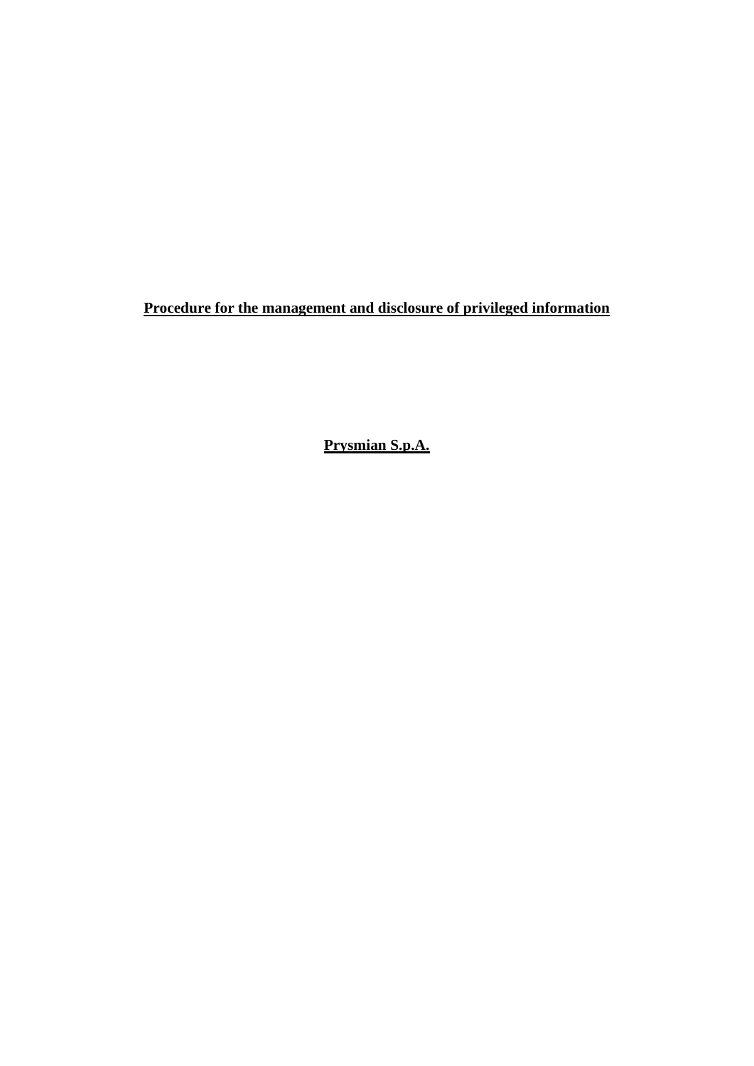**Procedure for the management and disclosure of privileged information**

**Prysmian S.p.A.**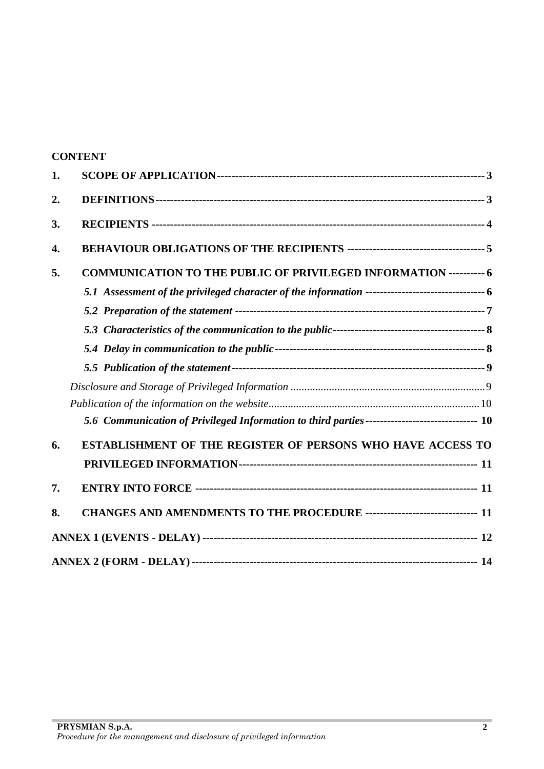**CONTENT**

1. **SCOPE OF APPLICATION** ---------------------------------------- 3
2. **DEFINITIONS** ---------------------------------------- 3
3. **RECIPIENTS** ---------------------------------------- 4
4. **BEHAVIOUR OBLIGATIONS OF THE RECIPIENTS** ---------------------------------------- 5
5. **COMMUNICATION TO THE PUBLIC OF PRIVILEGED INFORMATION** ---------------------------------------- 6
    - ***5.1 Assessment of the privileged character of the information*** ---------------------------------------- 6
    - ***5.2 Preparation of the statement*** ---------------------------------------- 7
    - ***5.3 Characteristics of the communication to the public*** ---------------------------------------- 8
    - ***5.4 Delay in communication to the public*** ---------------------------------------- 8
    - ***5.5 Publication of the statement*** ---------------------------------------- 9
    - *Disclosure and Storage of Privileged Information* ........................................ 9
    - *Publication of the information on the website* ........................................ 10
    - ***5.6 Communication of Privileged Information to third parties*** ---------------------------------------- 10
6. **ESTABLISHMENT OF THE REGISTER OF PERSONS WHO HAVE ACCESS TO PRIVILEGED INFORMATION** ---------------------------------------- 11
7. **ENTRY INTO FORCE** ---------------------------------------- 11
8. **CHANGES AND AMENDMENTS TO THE PROCEDURE** ---------------------------------------- 11

**ANNEX 1 (EVENTS - DELAY)** ---------------------------------------- 12

**ANNEX 2 (FORM - DELAY)** ---------------------------------------- 14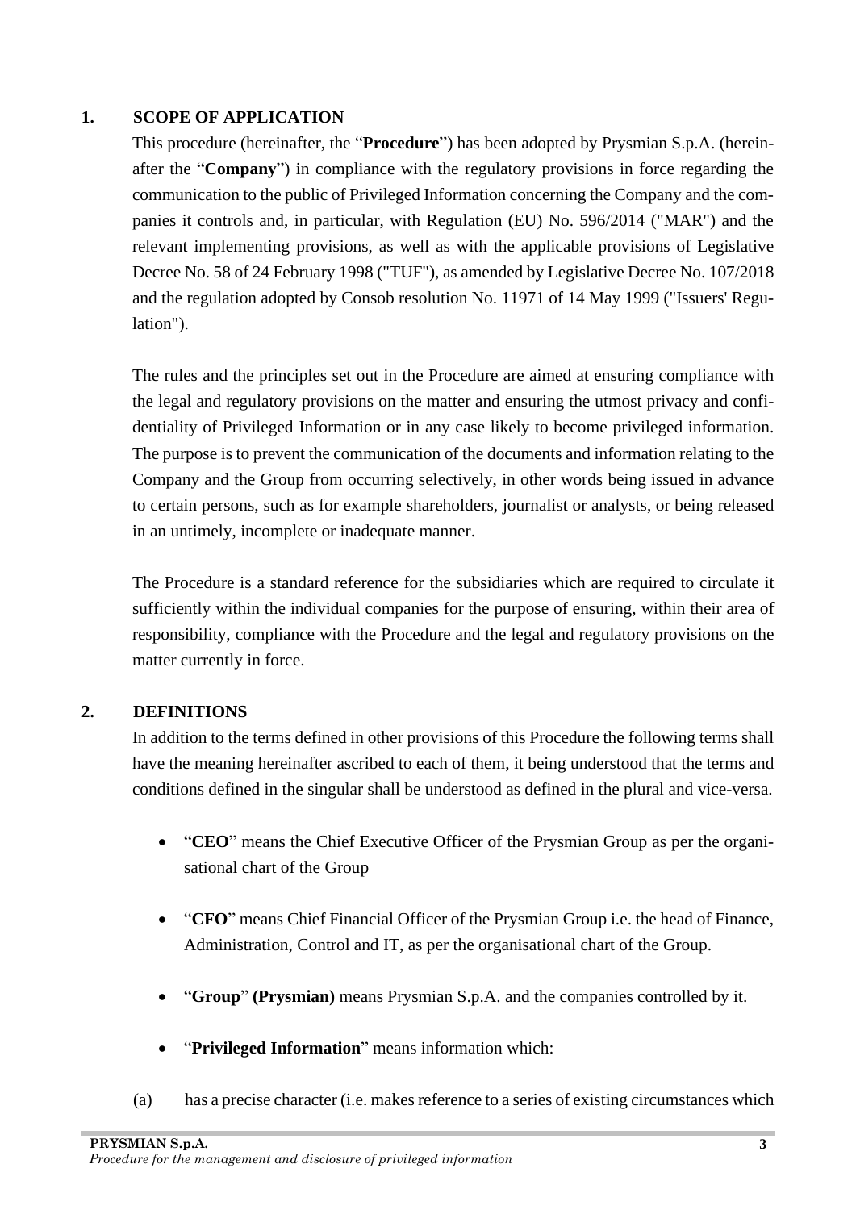## 1. SCOPE OF APPLICATION

This procedure (hereinafter, the "**Procedure**") has been adopted by Prysmian S.p.A. (hereinafter the "**Company**") in compliance with the regulatory provisions in force regarding the communication to the public of Privileged Information concerning the Company and the companies it controls and, in particular, with Regulation (EU) No. 596/2014 ("MAR") and the relevant implementing provisions, as well as with the applicable provisions of Legislative Decree No. 58 of 24 February 1998 ("TUF"), as amended by Legislative Decree No. 107/2018 and the regulation adopted by Consob resolution No. 11971 of 14 May 1999 ("Issuers' Regulation").

The rules and the principles set out in the Procedure are aimed at ensuring compliance with the legal and regulatory provisions on the matter and ensuring the utmost privacy and confidentiality of Privileged Information or in any case likely to become privileged information. The purpose is to prevent the communication of the documents and information relating to the Company and the Group from occurring selectively, in other words being issued in advance to certain persons, such as for example shareholders, journalist or analysts, or being released in an untimely, incomplete or inadequate manner.

The Procedure is a standard reference for the subsidiaries which are required to circulate it sufficiently within the individual companies for the purpose of ensuring, within their area of responsibility, compliance with the Procedure and the legal and regulatory provisions on the matter currently in force.

## 2. DEFINITIONS

In addition to the terms defined in other provisions of this Procedure the following terms shall have the meaning hereinafter ascribed to each of them, it being understood that the terms and conditions defined in the singular shall be understood as defined in the plural and vice-versa.

- "**CEO**" means the Chief Executive Officer of the Prysmian Group as per the organisational chart of the Group
- "**CFO**" means Chief Financial Officer of the Prysmian Group i.e. the head of Finance, Administration, Control and IT, as per the organisational chart of the Group.
- "**Group**" **(Prysmian)** means Prysmian S.p.A. and the companies controlled by it.
- "**Privileged Information**" means information which:

(a) has a precise character (i.e. makes reference to a series of existing circumstances which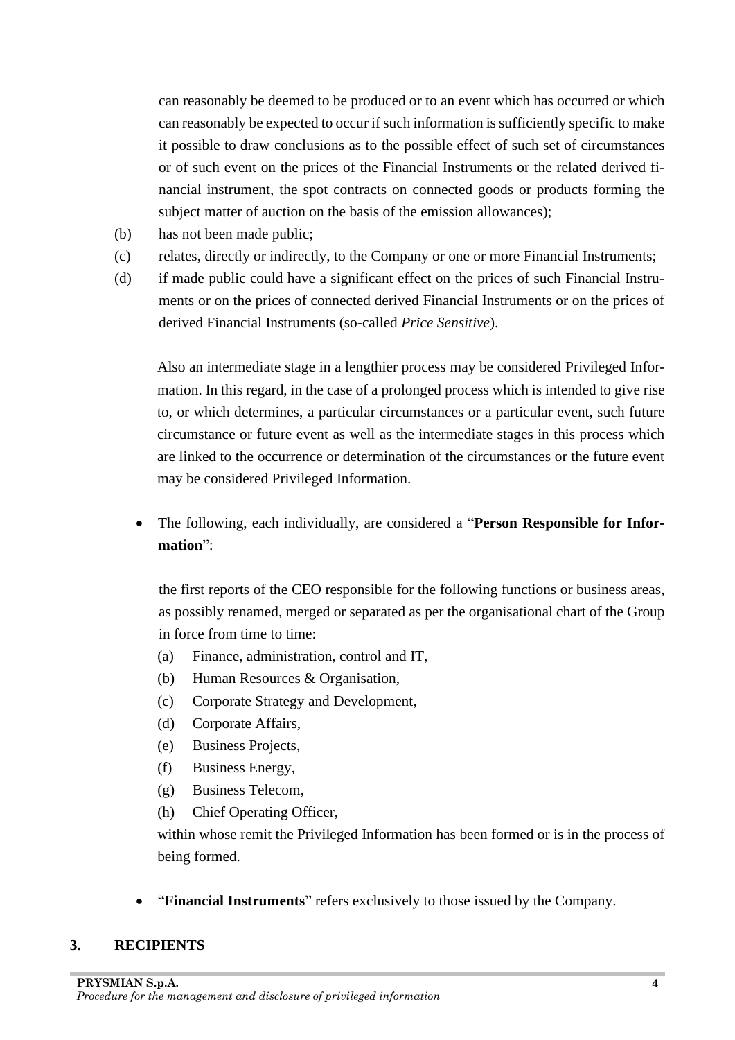can reasonably be deemed to be produced or to an event which has occurred or which can reasonably be expected to occur if such information is sufficiently specific to make it possible to draw conclusions as to the possible effect of such set of circumstances or of such event on the prices of the Financial Instruments or the related derived financial instrument, the spot contracts on connected goods or products forming the subject matter of auction on the basis of the emission allowances);

(b) has not been made public;

(c) relates, directly or indirectly, to the Company or one or more Financial Instruments;

(d) if made public could have a significant effect on the prices of such Financial Instruments or on the prices of connected derived Financial Instruments or on the prices of derived Financial Instruments (so-called *Price Sensitive*).

Also an intermediate stage in a lengthier process may be considered Privileged Information. In this regard, in the case of a prolonged process which is intended to give rise to, or which determines, a particular circumstances or a particular event, such future circumstance or future event as well as the intermediate stages in this process which are linked to the occurrence or determination of the circumstances or the future event may be considered Privileged Information.

- The following, each individually, are considered a "**Person Responsible for Information**":

  the first reports of the CEO responsible for the following functions or business areas, as possibly renamed, merged or separated as per the organisational chart of the Group in force from time to time:

  (a) Finance, administration, control and IT,
  (b) Human Resources & Organisation,
  (c) Corporate Strategy and Development,
  (d) Corporate Affairs,
  (e) Business Projects,
  (f) Business Energy,
  (g) Business Telecom,
  (h) Chief Operating Officer,

  within whose remit the Privileged Information has been formed or is in the process of being formed.

- "**Financial Instruments**" refers exclusively to those issued by the Company.

## 3. RECIPIENTS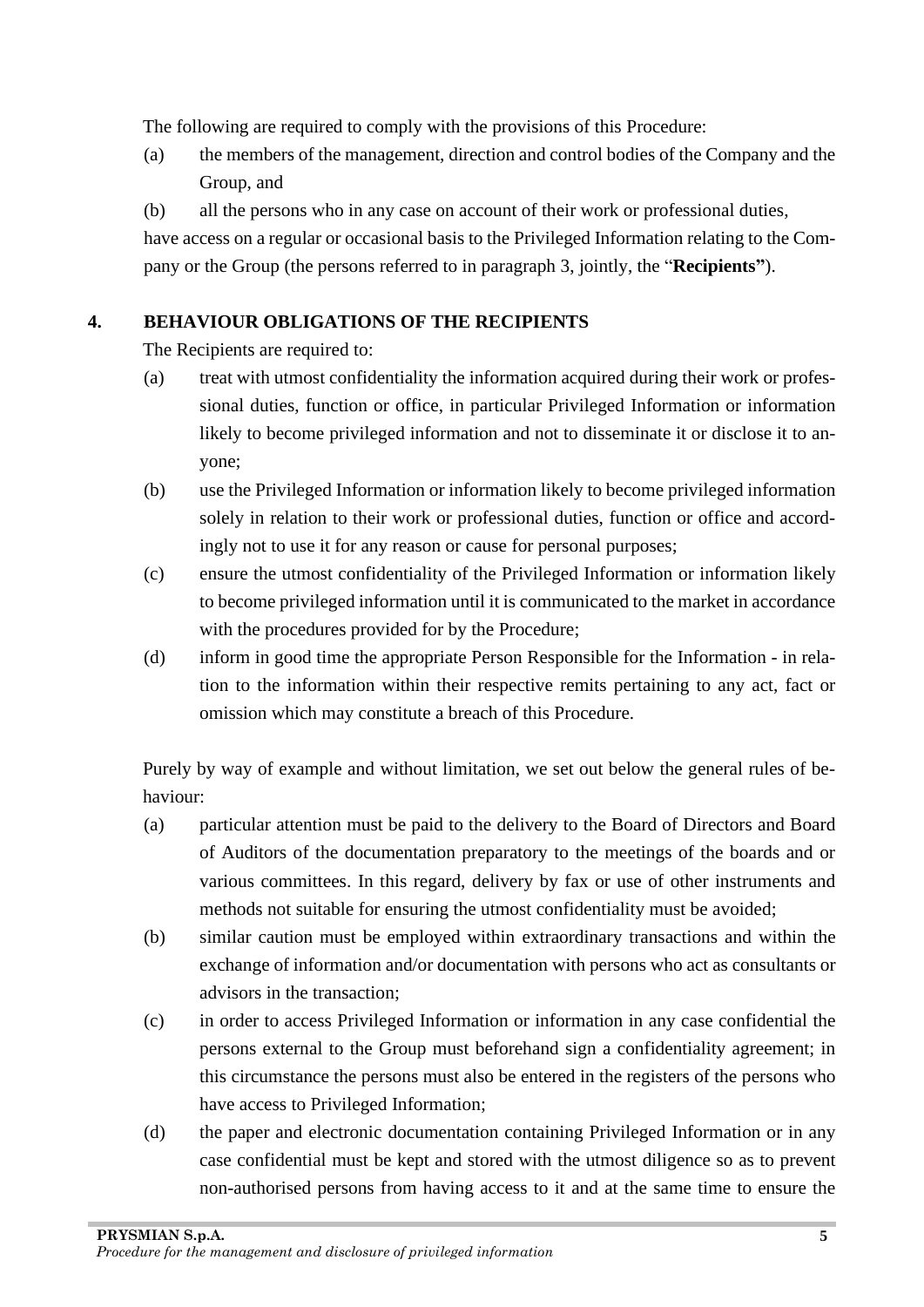The following are required to comply with the provisions of this Procedure:

(a) the members of the management, direction and control bodies of the Company and the Group, and

(b) all the persons who in any case on account of their work or professional duties,

have access on a regular or occasional basis to the Privileged Information relating to the Company or the Group (the persons referred to in paragraph 3, jointly, the "**Recipients"**).

## 4. BEHAVIOUR OBLIGATIONS OF THE RECIPIENTS

The Recipients are required to:

(a) treat with utmost confidentiality the information acquired during their work or professional duties, function or office, in particular Privileged Information or information likely to become privileged information and not to disseminate it or disclose it to anyone;

(b) use the Privileged Information or information likely to become privileged information solely in relation to their work or professional duties, function or office and accordingly not to use it for any reason or cause for personal purposes;

(c) ensure the utmost confidentiality of the Privileged Information or information likely to become privileged information until it is communicated to the market in accordance with the procedures provided for by the Procedure;

(d) inform in good time the appropriate Person Responsible for the Information - in relation to the information within their respective remits pertaining to any act, fact or omission which may constitute a breach of this Procedure.

Purely by way of example and without limitation, we set out below the general rules of behaviour:

(a) particular attention must be paid to the delivery to the Board of Directors and Board of Auditors of the documentation preparatory to the meetings of the boards and or various committees. In this regard, delivery by fax or use of other instruments and methods not suitable for ensuring the utmost confidentiality must be avoided;

(b) similar caution must be employed within extraordinary transactions and within the exchange of information and/or documentation with persons who act as consultants or advisors in the transaction;

(c) in order to access Privileged Information or information in any case confidential the persons external to the Group must beforehand sign a confidentiality agreement; in this circumstance the persons must also be entered in the registers of the persons who have access to Privileged Information;

(d) the paper and electronic documentation containing Privileged Information or in any case confidential must be kept and stored with the utmost diligence so as to prevent non-authorised persons from having access to it and at the same time to ensure the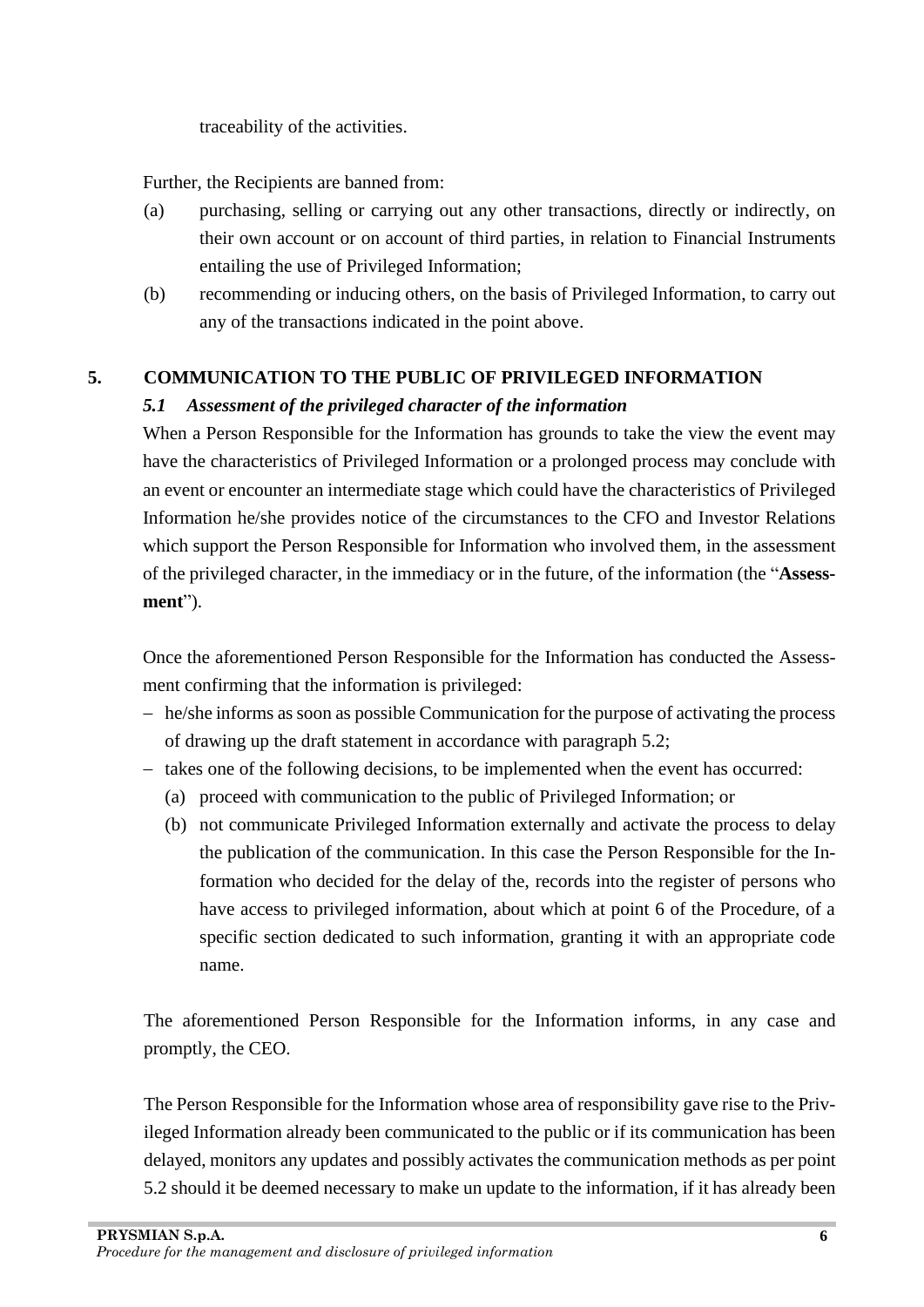traceability of the activities.

Further, the Recipients are banned from:

(a) purchasing, selling or carrying out any other transactions, directly or indirectly, on their own account or on account of third parties, in relation to Financial Instruments entailing the use of Privileged Information;

(b) recommending or inducing others, on the basis of Privileged Information, to carry out any of the transactions indicated in the point above.

## 5. COMMUNICATION TO THE PUBLIC OF PRIVILEGED INFORMATION

### *5.1 Assessment of the privileged character of the information*

When a Person Responsible for the Information has grounds to take the view the event may have the characteristics of Privileged Information or a prolonged process may conclude with an event or encounter an intermediate stage which could have the characteristics of Privileged Information he/she provides notice of the circumstances to the CFO and Investor Relations which support the Person Responsible for Information who involved them, in the assessment of the privileged character, in the immediacy or in the future, of the information (the "**Assessment**").

Once the aforementioned Person Responsible for the Information has conducted the Assessment confirming that the information is privileged:

- he/she informs as soon as possible Communication for the purpose of activating the process of drawing up the draft statement in accordance with paragraph 5.2;
- takes one of the following decisions, to be implemented when the event has occurred:
  - (a) proceed with communication to the public of Privileged Information; or
  - (b) not communicate Privileged Information externally and activate the process to delay the publication of the communication. In this case the Person Responsible for the Information who decided for the delay of the, records into the register of persons who have access to privileged information, about which at point 6 of the Procedure, of a specific section dedicated to such information, granting it with an appropriate code name.

The aforementioned Person Responsible for the Information informs, in any case and promptly, the CEO.

The Person Responsible for the Information whose area of responsibility gave rise to the Privileged Information already been communicated to the public or if its communication has been delayed, monitors any updates and possibly activates the communication methods as per point 5.2 should it be deemed necessary to make un update to the information, if it has already been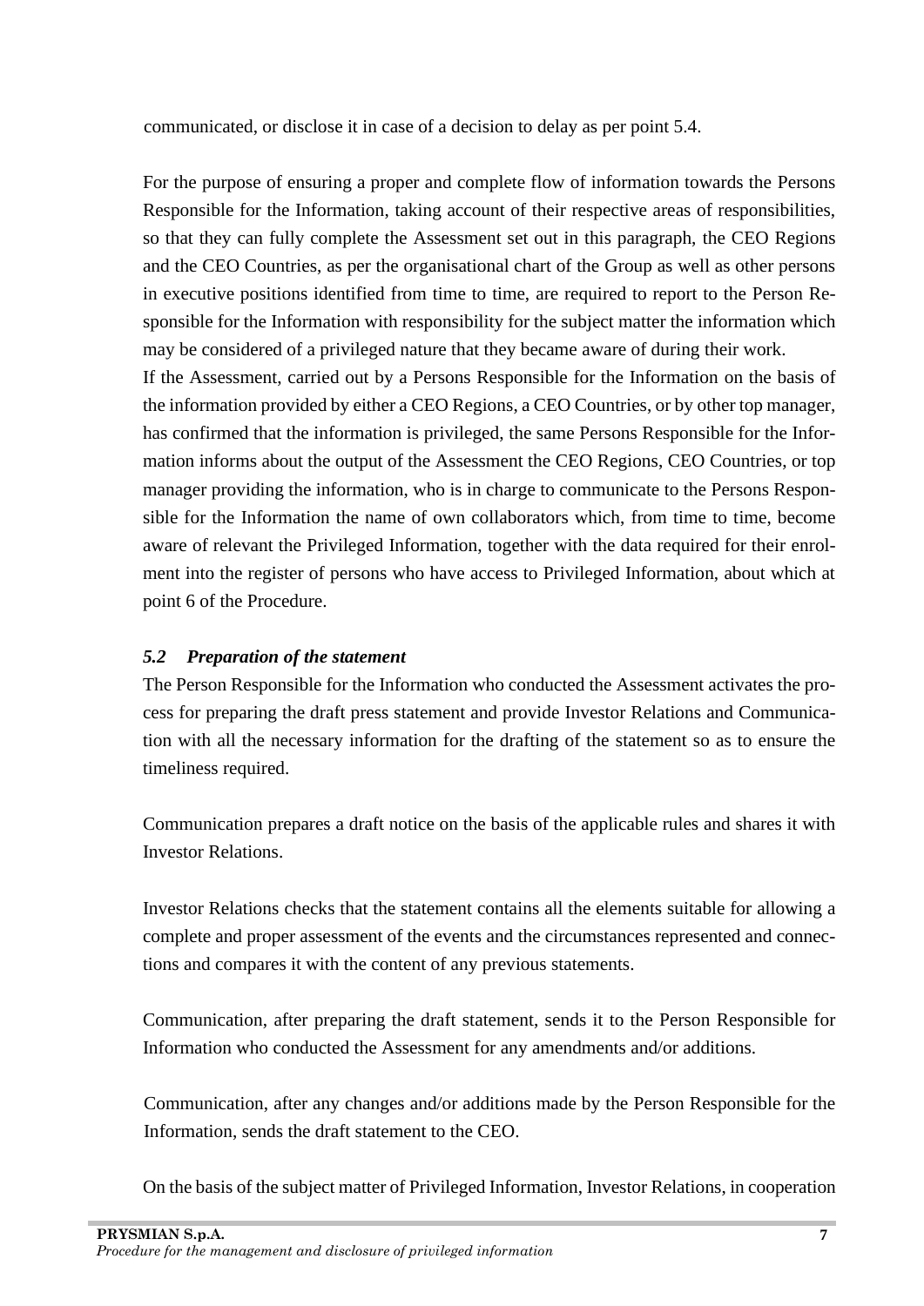communicated, or disclose it in case of a decision to delay as per point 5.4.

For the purpose of ensuring a proper and complete flow of information towards the Persons Responsible for the Information, taking account of their respective areas of responsibilities, so that they can fully complete the Assessment set out in this paragraph, the CEO Regions and the CEO Countries, as per the organisational chart of the Group as well as other persons in executive positions identified from time to time, are required to report to the Person Responsible for the Information with responsibility for the subject matter the information which may be considered of a privileged nature that they became aware of during their work.

If the Assessment, carried out by a Persons Responsible for the Information on the basis of the information provided by either a CEO Regions, a CEO Countries, or by other top manager, has confirmed that the information is privileged, the same Persons Responsible for the Information informs about the output of the Assessment the CEO Regions, CEO Countries, or top manager providing the information, who is in charge to communicate to the Persons Responsible for the Information the name of own collaborators which, from time to time, become aware of relevant the Privileged Information, together with the data required for their enrolment into the register of persons who have access to Privileged Information, about which at point 6 of the Procedure.

### *5.2 Preparation of the statement*

The Person Responsible for the Information who conducted the Assessment activates the process for preparing the draft press statement and provide Investor Relations and Communication with all the necessary information for the drafting of the statement so as to ensure the timeliness required.

Communication prepares a draft notice on the basis of the applicable rules and shares it with Investor Relations.

Investor Relations checks that the statement contains all the elements suitable for allowing a complete and proper assessment of the events and the circumstances represented and connections and compares it with the content of any previous statements.

Communication, after preparing the draft statement, sends it to the Person Responsible for Information who conducted the Assessment for any amendments and/or additions.

Communication, after any changes and/or additions made by the Person Responsible for the Information, sends the draft statement to the CEO.

On the basis of the subject matter of Privileged Information, Investor Relations, in cooperation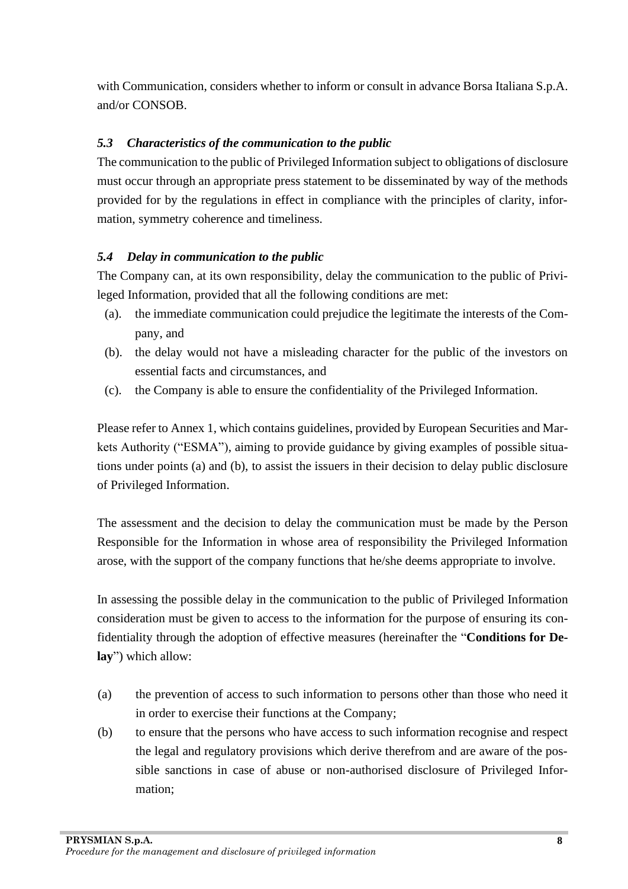with Communication, considers whether to inform or consult in advance Borsa Italiana S.p.A. and/or CONSOB.

### *5.3 Characteristics of the communication to the public*

The communication to the public of Privileged Information subject to obligations of disclosure must occur through an appropriate press statement to be disseminated by way of the methods provided for by the regulations in effect in compliance with the principles of clarity, information, symmetry coherence and timeliness.

### *5.4 Delay in communication to the public*

The Company can, at its own responsibility, delay the communication to the public of Privileged Information, provided that all the following conditions are met:

(a). the immediate communication could prejudice the legitimate the interests of the Company, and

(b). the delay would not have a misleading character for the public of the investors on essential facts and circumstances, and

(c). the Company is able to ensure the confidentiality of the Privileged Information.

Please refer to Annex 1, which contains guidelines, provided by European Securities and Markets Authority ("ESMA"), aiming to provide guidance by giving examples of possible situations under points (a) and (b), to assist the issuers in their decision to delay public disclosure of Privileged Information.

The assessment and the decision to delay the communication must be made by the Person Responsible for the Information in whose area of responsibility the Privileged Information arose, with the support of the company functions that he/she deems appropriate to involve.

In assessing the possible delay in the communication to the public of Privileged Information consideration must be given to access to the information for the purpose of ensuring its confidentiality through the adoption of effective measures (hereinafter the "**Conditions for Delay**") which allow:

(a) the prevention of access to such information to persons other than those who need it in order to exercise their functions at the Company;

(b) to ensure that the persons who have access to such information recognise and respect the legal and regulatory provisions which derive therefrom and are aware of the possible sanctions in case of abuse or non-authorised disclosure of Privileged Information;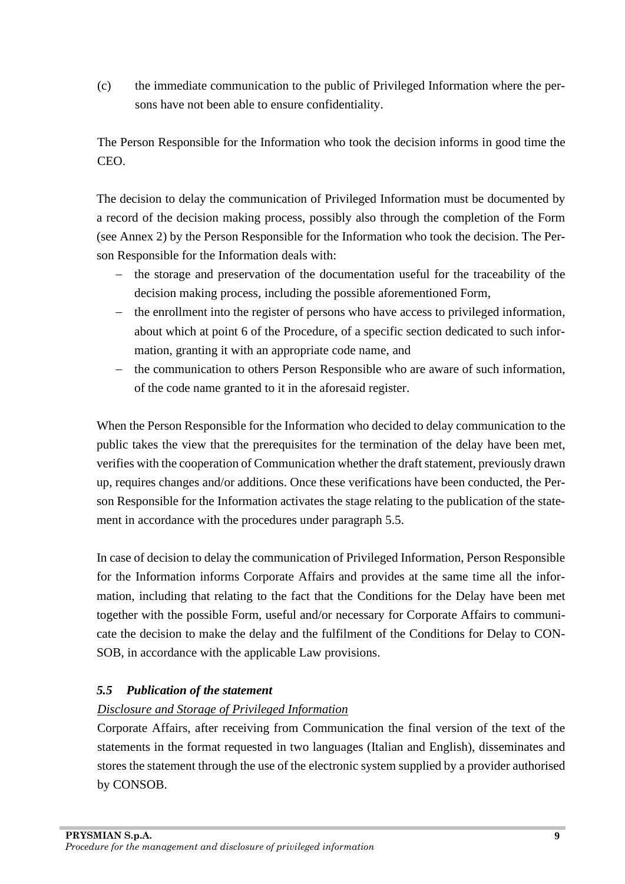(c) the immediate communication to the public of Privileged Information where the persons have not been able to ensure confidentiality.

The Person Responsible for the Information who took the decision informs in good time the CEO.

The decision to delay the communication of Privileged Information must be documented by a record of the decision making process, possibly also through the completion of the Form (see Annex 2) by the Person Responsible for the Information who took the decision. The Person Responsible for the Information deals with:

- the storage and preservation of the documentation useful for the traceability of the decision making process, including the possible aforementioned Form,
- the enrollment into the register of persons who have access to privileged information, about which at point 6 of the Procedure, of a specific section dedicated to such information, granting it with an appropriate code name, and
- the communication to others Person Responsible who are aware of such information, of the code name granted to it in the aforesaid register.

When the Person Responsible for the Information who decided to delay communication to the public takes the view that the prerequisites for the termination of the delay have been met, verifies with the cooperation of Communication whether the draft statement, previously drawn up, requires changes and/or additions. Once these verifications have been conducted, the Person Responsible for the Information activates the stage relating to the publication of the statement in accordance with the procedures under paragraph 5.5.

In case of decision to delay the communication of Privileged Information, Person Responsible for the Information informs Corporate Affairs and provides at the same time all the information, including that relating to the fact that the Conditions for the Delay have been met together with the possible Form, useful and/or necessary for Corporate Affairs to communicate the decision to make the delay and the fulfilment of the Conditions for Delay to CONSOB, in accordance with the applicable Law provisions.

### *5.5 Publication of the statement*

*Disclosure and Storage of Privileged Information*

Corporate Affairs, after receiving from Communication the final version of the text of the statements in the format requested in two languages (Italian and English), disseminates and stores the statement through the use of the electronic system supplied by a provider authorised by CONSOB.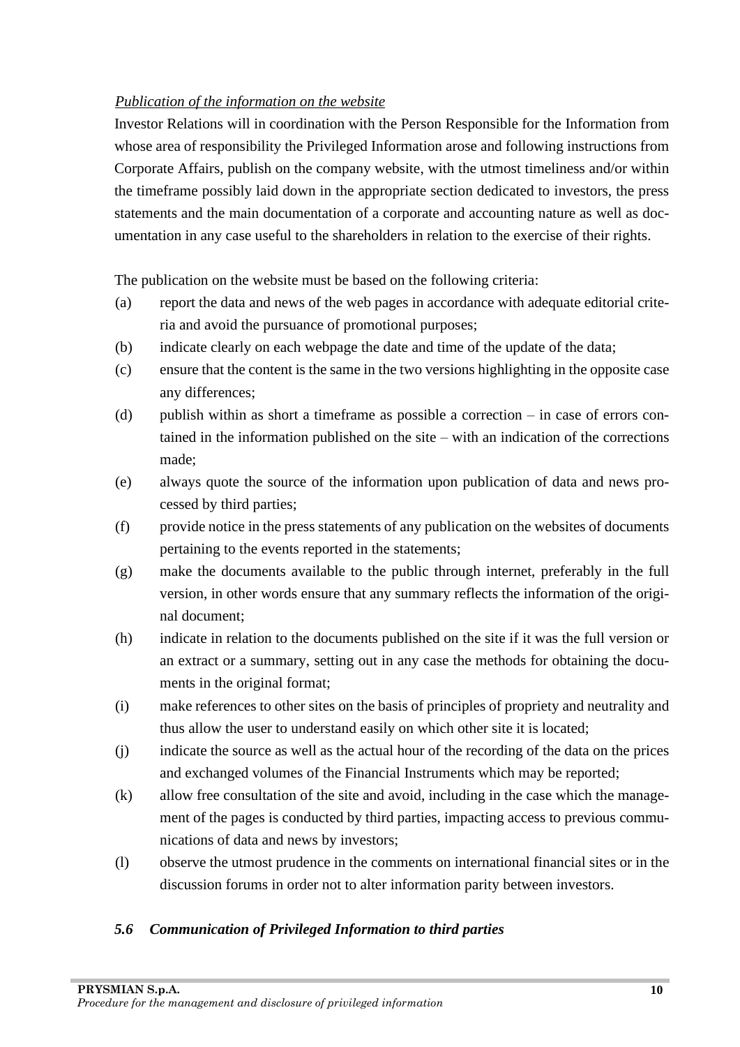*Publication of the information on the website*

Investor Relations will in coordination with the Person Responsible for the Information from whose area of responsibility the Privileged Information arose and following instructions from Corporate Affairs, publish on the company website, with the utmost timeliness and/or within the timeframe possibly laid down in the appropriate section dedicated to investors, the press statements and the main documentation of a corporate and accounting nature as well as documentation in any case useful to the shareholders in relation to the exercise of their rights.

The publication on the website must be based on the following criteria:

(a) report the data and news of the web pages in accordance with adequate editorial criteria and avoid the pursuance of promotional purposes;

(b) indicate clearly on each webpage the date and time of the update of the data;

(c) ensure that the content is the same in the two versions highlighting in the opposite case any differences;

(d) publish within as short a timeframe as possible a correction – in case of errors contained in the information published on the site – with an indication of the corrections made;

(e) always quote the source of the information upon publication of data and news processed by third parties;

(f) provide notice in the press statements of any publication on the websites of documents pertaining to the events reported in the statements;

(g) make the documents available to the public through internet, preferably in the full version, in other words ensure that any summary reflects the information of the original document;

(h) indicate in relation to the documents published on the site if it was the full version or an extract or a summary, setting out in any case the methods for obtaining the documents in the original format;

(i) make references to other sites on the basis of principles of propriety and neutrality and thus allow the user to understand easily on which other site it is located;

(j) indicate the source as well as the actual hour of the recording of the data on the prices and exchanged volumes of the Financial Instruments which may be reported;

(k) allow free consultation of the site and avoid, including in the case which the management of the pages is conducted by third parties, impacting access to previous communications of data and news by investors;

(l) observe the utmost prudence in the comments on international financial sites or in the discussion forums in order not to alter information parity between investors.

### *5.6 Communication of Privileged Information to third parties*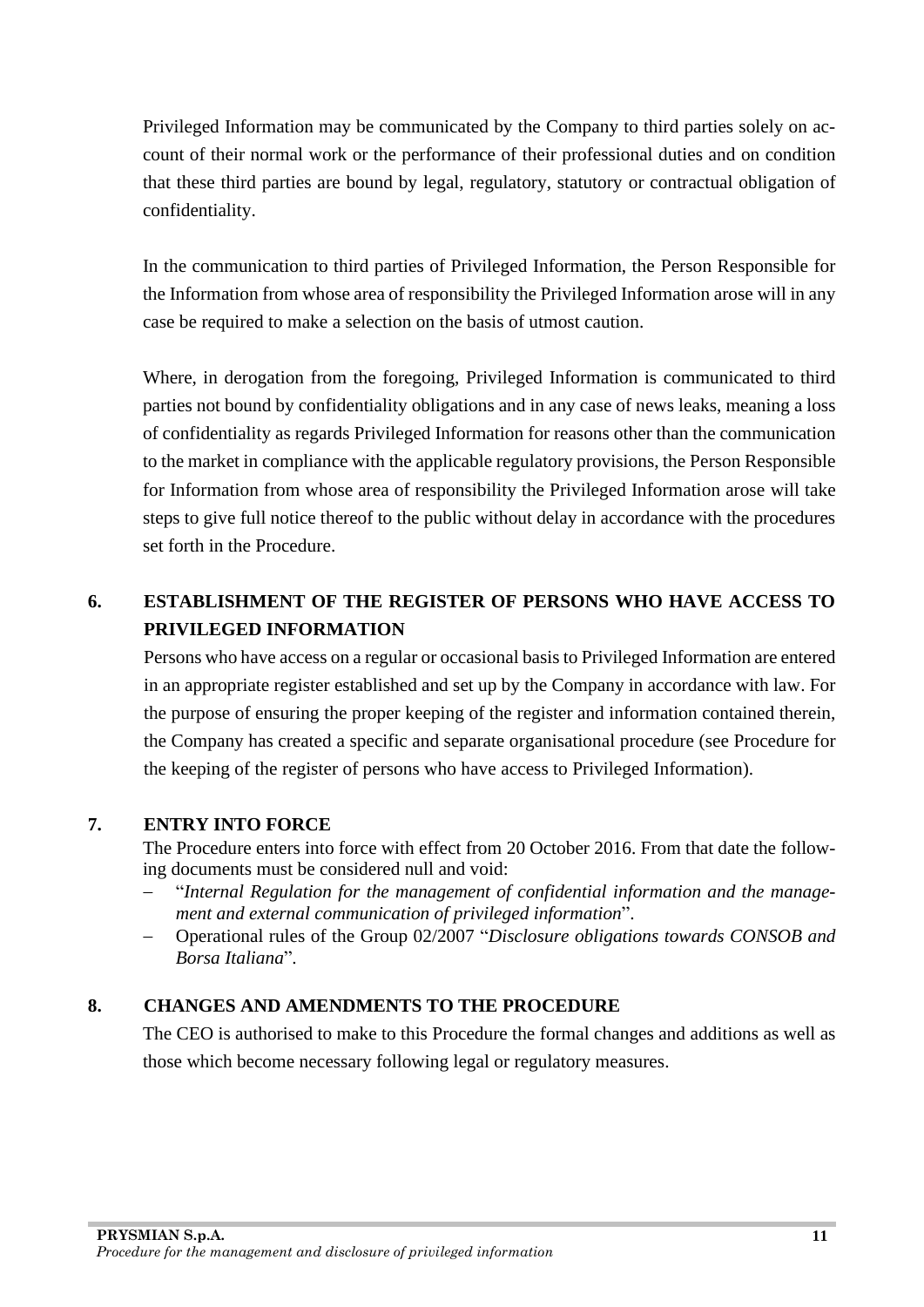Privileged Information may be communicated by the Company to third parties solely on account of their normal work or the performance of their professional duties and on condition that these third parties are bound by legal, regulatory, statutory or contractual obligation of confidentiality.

In the communication to third parties of Privileged Information, the Person Responsible for the Information from whose area of responsibility the Privileged Information arose will in any case be required to make a selection on the basis of utmost caution.

Where, in derogation from the foregoing, Privileged Information is communicated to third parties not bound by confidentiality obligations and in any case of news leaks, meaning a loss of confidentiality as regards Privileged Information for reasons other than the communication to the market in compliance with the applicable regulatory provisions, the Person Responsible for Information from whose area of responsibility the Privileged Information arose will take steps to give full notice thereof to the public without delay in accordance with the procedures set forth in the Procedure.

## 6. ESTABLISHMENT OF THE REGISTER OF PERSONS WHO HAVE ACCESS TO PRIVILEGED INFORMATION

Persons who have access on a regular or occasional basis to Privileged Information are entered in an appropriate register established and set up by the Company in accordance with law. For the purpose of ensuring the proper keeping of the register and information contained therein, the Company has created a specific and separate organisational procedure (see Procedure for the keeping of the register of persons who have access to Privileged Information).

## 7. ENTRY INTO FORCE

The Procedure enters into force with effect from 20 October 2016. From that date the following documents must be considered null and void:

- "*Internal Regulation for the management of confidential information and the management and external communication of privileged information*".
- Operational rules of the Group 02/2007 "*Disclosure obligations towards CONSOB and Borsa Italiana*".

## 8. CHANGES AND AMENDMENTS TO THE PROCEDURE

The CEO is authorised to make to this Procedure the formal changes and additions as well as those which become necessary following legal or regulatory measures.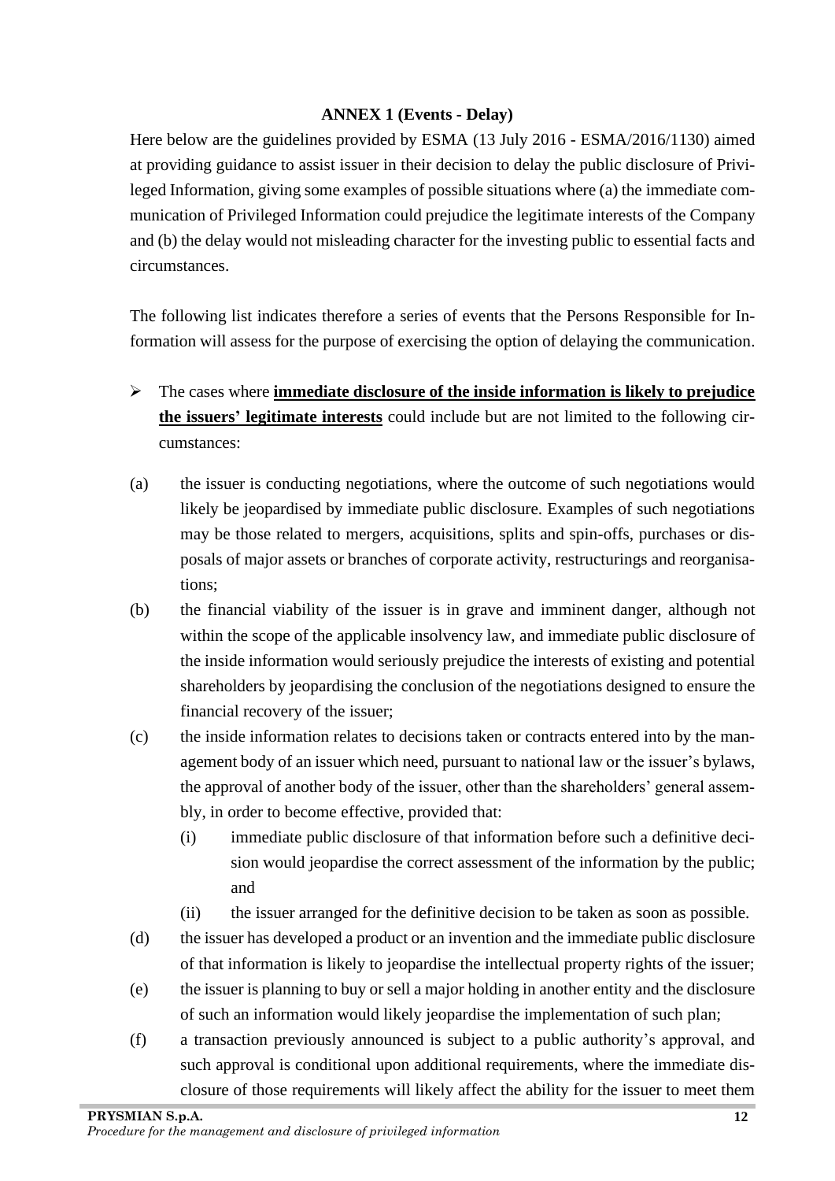**ANNEX 1 (Events - Delay)**

Here below are the guidelines provided by ESMA (13 July 2016 - ESMA/2016/1130) aimed at providing guidance to assist issuer in their decision to delay the public disclosure of Privileged Information, giving some examples of possible situations where (a) the immediate communication of Privileged Information could prejudice the legitimate interests of the Company and (b) the delay would not misleading character for the investing public to essential facts and circumstances.

The following list indicates therefore a series of events that the Persons Responsible for Information will assess for the purpose of exercising the option of delaying the communication.

- The cases where **immediate disclosure of the inside information is likely to prejudice the issuers' legitimate interests** could include but are not limited to the following circumstances:

(a) the issuer is conducting negotiations, where the outcome of such negotiations would likely be jeopardised by immediate public disclosure. Examples of such negotiations may be those related to mergers, acquisitions, splits and spin-offs, purchases or disposals of major assets or branches of corporate activity, restructurings and reorganisations;

(b) the financial viability of the issuer is in grave and imminent danger, although not within the scope of the applicable insolvency law, and immediate public disclosure of the inside information would seriously prejudice the interests of existing and potential shareholders by jeopardising the conclusion of the negotiations designed to ensure the financial recovery of the issuer;

(c) the inside information relates to decisions taken or contracts entered into by the management body of an issuer which need, pursuant to national law or the issuer's bylaws, the approval of another body of the issuer, other than the shareholders' general assembly, in order to become effective, provided that:

   (i) immediate public disclosure of that information before such a definitive decision would jeopardise the correct assessment of the information by the public; and

   (ii) the issuer arranged for the definitive decision to be taken as soon as possible.

(d) the issuer has developed a product or an invention and the immediate public disclosure of that information is likely to jeopardise the intellectual property rights of the issuer;

(e) the issuer is planning to buy or sell a major holding in another entity and the disclosure of such an information would likely jeopardise the implementation of such plan;

(f) a transaction previously announced is subject to a public authority's approval, and such approval is conditional upon additional requirements, where the immediate disclosure of those requirements will likely affect the ability for the issuer to meet them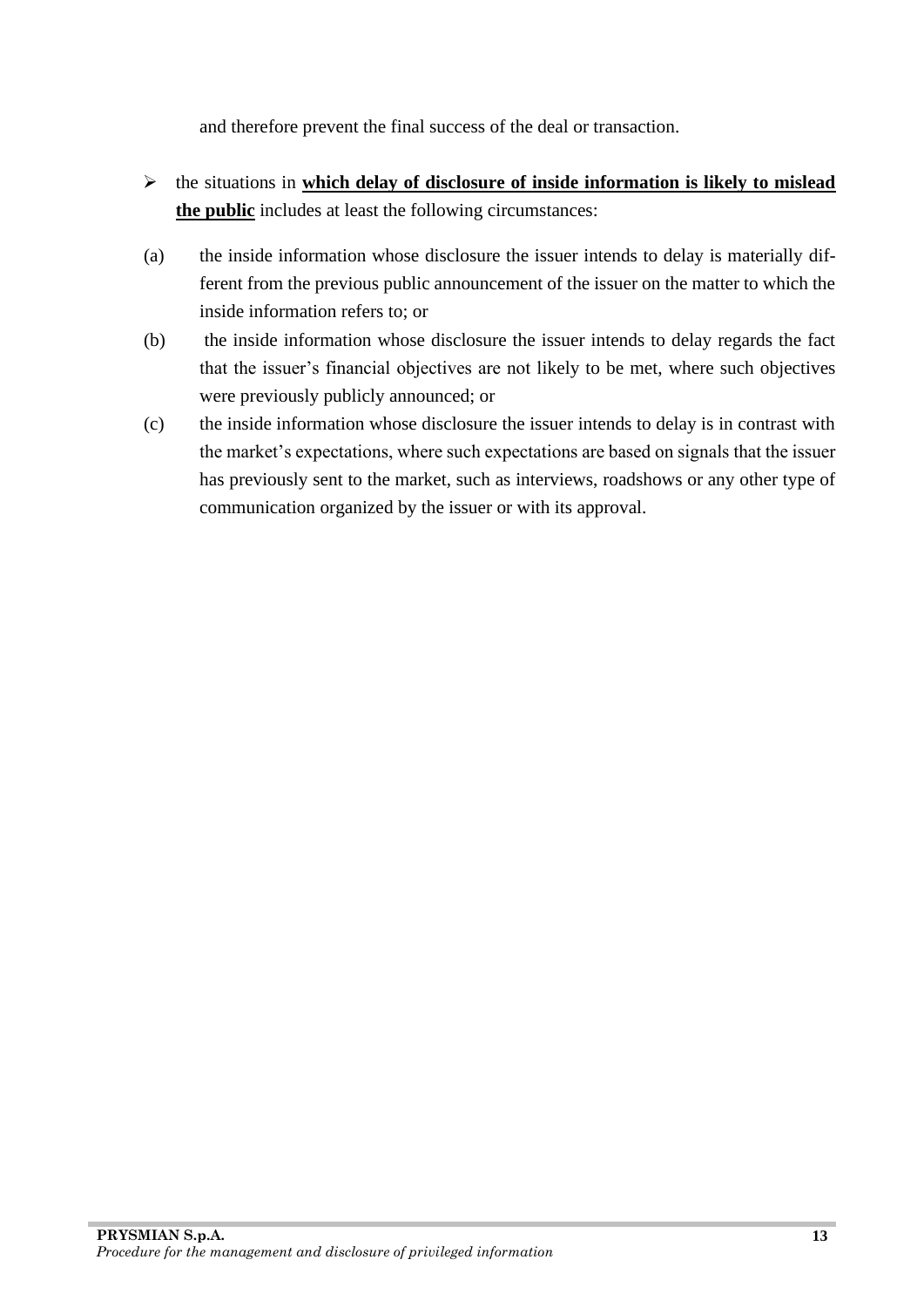and therefore prevent the final success of the deal or transaction.

- the situations in **<u>which delay of disclosure of inside information is likely to mislead the public</u>** includes at least the following circumstances:

(a) the inside information whose disclosure the issuer intends to delay is materially different from the previous public announcement of the issuer on the matter to which the inside information refers to; or

(b) the inside information whose disclosure the issuer intends to delay regards the fact that the issuer's financial objectives are not likely to be met, where such objectives were previously publicly announced; or

(c) the inside information whose disclosure the issuer intends to delay is in contrast with the market's expectations, where such expectations are based on signals that the issuer has previously sent to the market, such as interviews, roadshows or any other type of communication organized by the issuer or with its approval.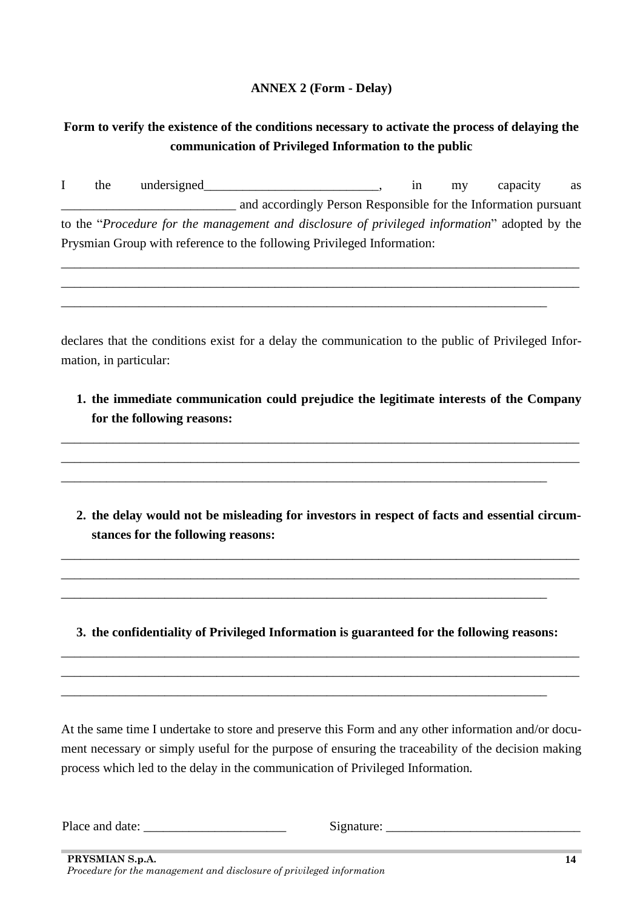**ANNEX 2 (Form - Delay)**

**Form to verify the existence of the conditions necessary to activate the process of delaying the communication of Privileged Information to the public**

I the undersigned___________________________, in my capacity as ___________________________ and accordingly Person Responsible for the Information pursuant to the "*Procedure for the management and disclosure of privileged information*" adopted by the Prysmian Group with reference to the following Privileged Information:

_________________________________________________________________________________
_________________________________________________________________________________
____________________________________________________________________________

declares that the conditions exist for a delay the communication to the public of Privileged Information, in particular:

1. **the immediate communication could prejudice the legitimate interests of the Company for the following reasons:**

_________________________________________________________________________________
_________________________________________________________________________________
____________________________________________________________________________

2. **the delay would not be misleading for investors in respect of facts and essential circumstances for the following reasons:**

_________________________________________________________________________________
_________________________________________________________________________________
____________________________________________________________________________

3. **the confidentiality of Privileged Information is guaranteed for the following reasons:**

_________________________________________________________________________________
_________________________________________________________________________________
____________________________________________________________________________

At the same time I undertake to store and preserve this Form and any other information and/or document necessary or simply useful for the purpose of ensuring the traceability of the decision making process which led to the delay in the communication of Privileged Information.

Place and date: ______________________ Signature: ______________________________